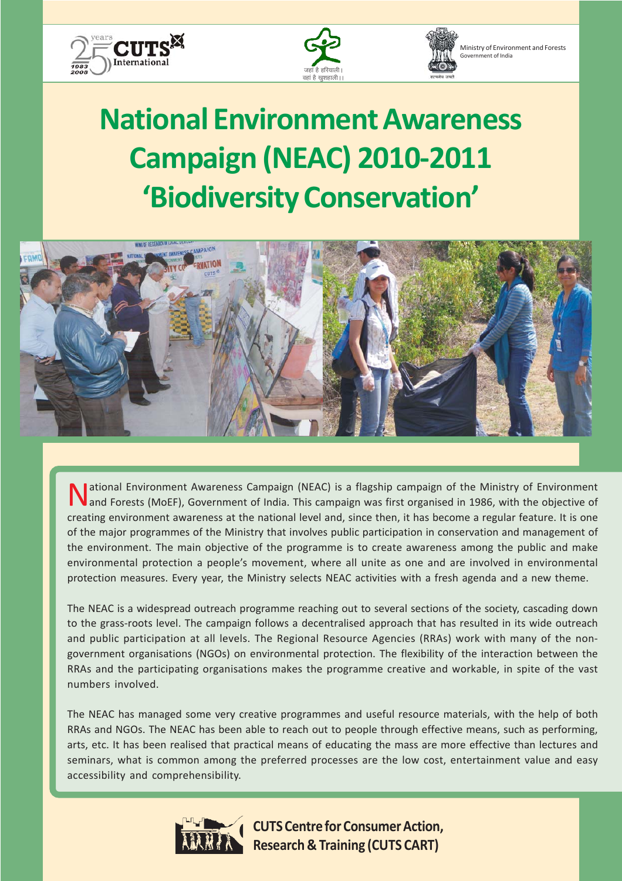CUTS International

जहां है हरियाली।
वहां है खुशहाली।।

Ministry of Environment and Forests
Government of India

# National Environment Awareness Campaign (NEAC) 2010-2011 'Biodiversity Conservation'

National Environment Awareness Campaign (NEAC) is a flagship campaign of the Ministry of Environment and Forests (MoEF), Government of India. This campaign was first organised in 1986, with the objective of creating environment awareness at the national level and, since then, it has become a regular feature. It is one of the major programmes of the Ministry that involves public participation in conservation and management of the environment. The main objective of the programme is to create awareness among the public and make environmental protection a people's movement, where all unite as one and are involved in environmental protection measures. Every year, the Ministry selects NEAC activities with a fresh agenda and a new theme.

The NEAC is a widespread outreach programme reaching out to several sections of the society, cascading down to the grass-roots level. The campaign follows a decentralised approach that has resulted in its wide outreach and public participation at all levels. The Regional Resource Agencies (RRAs) work with many of the non-government organisations (NGOs) on environmental protection. The flexibility of the interaction between the RRAs and the participating organisations makes the programme creative and workable, in spite of the vast numbers involved.

The NEAC has managed some very creative programmes and useful resource materials, with the help of both RRAs and NGOs. The NEAC has been able to reach out to people through effective means, such as performing, arts, etc. It has been realised that practical means of educating the mass are more effective than lectures and seminars, what is common among the preferred processes are the low cost, entertainment value and easy accessibility and comprehensibility.

**CUTS Centre for Consumer Action, Research & Training (CUTS CART)**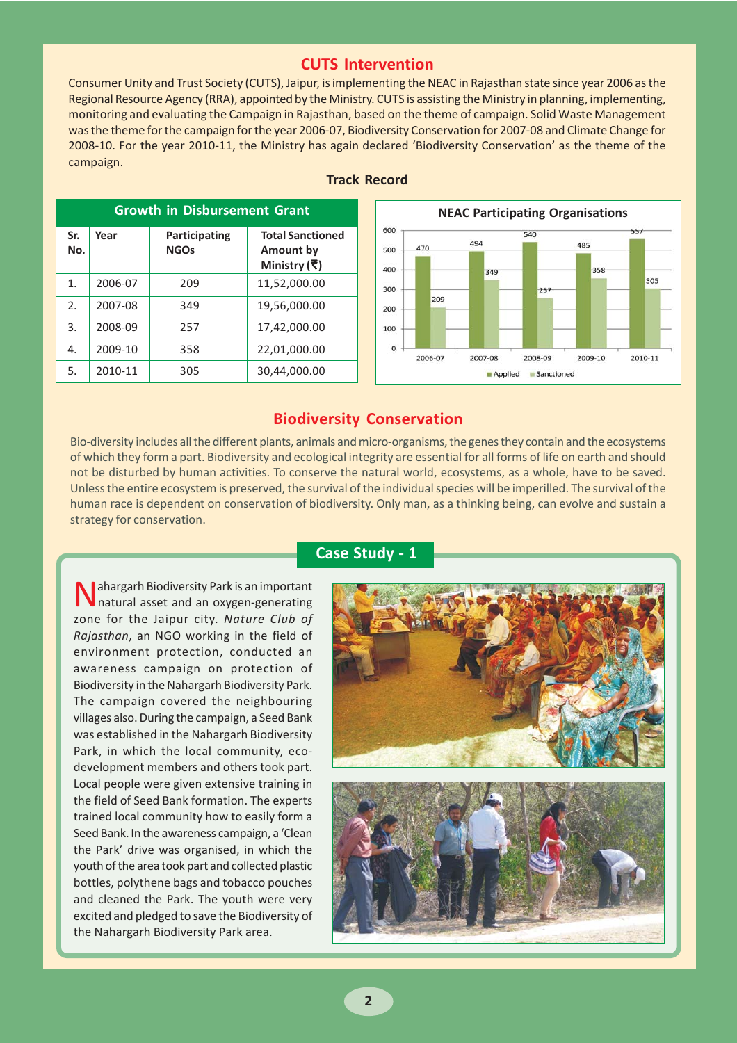## CUTS Intervention

Consumer Unity and Trust Society (CUTS), Jaipur, is implementing the NEAC in Rajasthan state since year 2006 as the Regional Resource Agency (RRA), appointed by the Ministry. CUTS is assisting the Ministry in planning, implementing, monitoring and evaluating the Campaign in Rajasthan, based on the theme of campaign. Solid Waste Management was the theme for the campaign for the year 2006-07, Biodiversity Conservation for 2007-08 and Climate Change for 2008-10. For the year 2010-11, the Ministry has again declared 'Biodiversity Conservation' as the theme of the campaign.

### Track Record

**Growth in Disbursement Grant**

| Sr. No. | Year | Participating NGOs | Total Sanctioned Amount by Ministry (₹) |
|---|---|---|---|
| 1. | 2006-07 | 209 | 11,52,000.00 |
| 2. | 2007-08 | 349 | 19,56,000.00 |
| 3. | 2008-09 | 257 | 17,42,000.00 |
| 4. | 2009-10 | 358 | 22,01,000.00 |
| 5. | 2010-11 | 305 | 30,44,000.00 |

**NEAC Participating Organisations**

| Year | Applied | Sanctioned |
|---|---|---|
| 2006-07 | 470 | 209 |
| 2007-08 | 494 | 349 |
| 2008-09 | 540 | 257 |
| 2009-10 | 485 | 358 |
| 2010-11 | 557 | 305 |

## Biodiversity Conservation

Bio-diversity includes all the different plants, animals and micro-organisms, the genes they contain and the ecosystems of which they form a part. Biodiversity and ecological integrity are essential for all forms of life on earth and should not be disturbed by human activities. To conserve the natural world, ecosystems, as a whole, have to be saved. Unless the entire ecosystem is preserved, the survival of the individual species will be imperilled. The survival of the human race is dependent on conservation of biodiversity. Only man, as a thinking being, can evolve and sustain a strategy for conservation.

### Case Study - 1

Nahargarh Biodiversity Park is an important natural asset and an oxygen-generating zone for the Jaipur city. *Nature Club of Rajasthan*, an NGO working in the field of environment protection, conducted an awareness campaign on protection of Biodiversity in the Nahargarh Biodiversity Park. The campaign covered the neighbouring villages also. During the campaign, a Seed Bank was established in the Nahargarh Biodiversity Park, in which the local community, eco-development members and others took part. Local people were given extensive training in the field of Seed Bank formation. The experts trained local community how to easily form a Seed Bank. In the awareness campaign, a 'Clean the Park' drive was organised, in which the youth of the area took part and collected plastic bottles, polythene bags and tobacco pouches and cleaned the Park. The youth were very excited and pledged to save the Biodiversity of the Nahargarh Biodiversity Park area.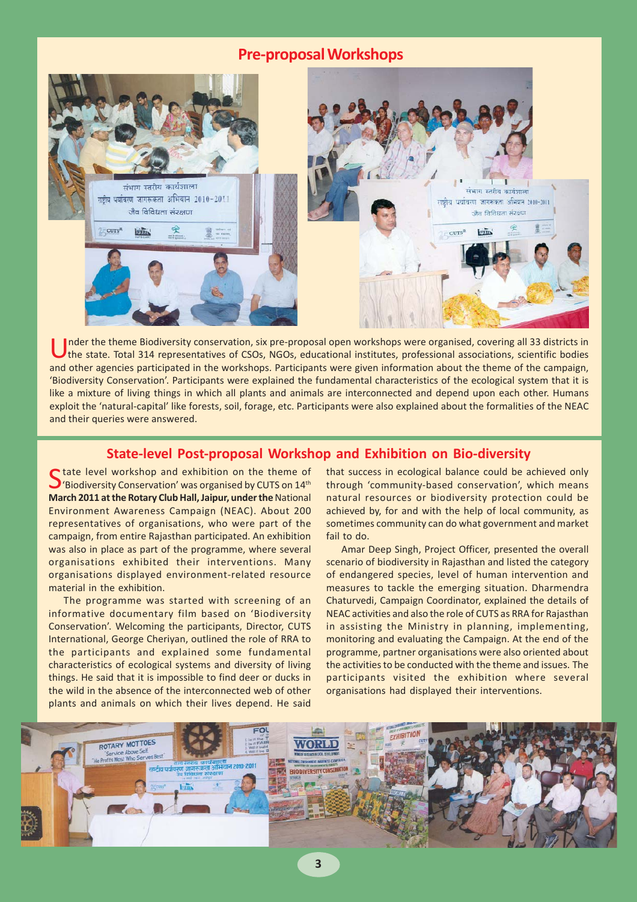## Pre-proposal Workshops

Under the theme Biodiversity conservation, six pre-proposal open workshops were organised, covering all 33 districts in the state. Total 314 representatives of CSOs, NGOs, educational institutes, professional associations, scientific bodies and other agencies participated in the workshops. Participants were given information about the theme of the campaign, 'Biodiversity Conservation'. Participants were explained the fundamental characteristics of the ecological system that it is like a mixture of living things in which all plants and animals are interconnected and depend upon each other. Humans exploit the 'natural-capital' like forests, soil, forage, etc. Participants were also explained about the formalities of the NEAC and their queries were answered.

## State-level Post-proposal Workshop and Exhibition on Bio-diversity

State level workshop and exhibition on the theme of 'Biodiversity Conservation' was organised by CUTS on 14th March 2011 at the Rotary Club Hall, Jaipur, under the National Environment Awareness Campaign (NEAC). About 200 representatives of organisations, who were part of the campaign, from entire Rajasthan participated. An exhibition was also in place as part of the programme, where several organisations exhibited their interventions. Many organisations displayed environment-related resource material in the exhibition.

The programme was started with screening of an informative documentary film based on 'Biodiversity Conservation'. Welcoming the participants, Director, CUTS International, George Cheriyan, outlined the role of RRA to the participants and explained some fundamental characteristics of ecological systems and diversity of living things. He said that it is impossible to find deer or ducks in the wild in the absence of the interconnected web of other plants and animals on which their lives depend. He said that success in ecological balance could be achieved only through 'community-based conservation', which means natural resources or biodiversity protection could be achieved by, for and with the help of local community, as sometimes community can do what government and market fail to do.

Amar Deep Singh, Project Officer, presented the overall scenario of biodiversity in Rajasthan and listed the category of endangered species, level of human intervention and measures to tackle the emerging situation. Dharmendra Chaturvedi, Campaign Coordinator, explained the details of NEAC activities and also the role of CUTS as RRA for Rajasthan in assisting the Ministry in planning, implementing, monitoring and evaluating the Campaign. At the end of the programme, partner organisations were also oriented about the activities to be conducted with the theme and issues. The participants visited the exhibition where several organisations had displayed their interventions.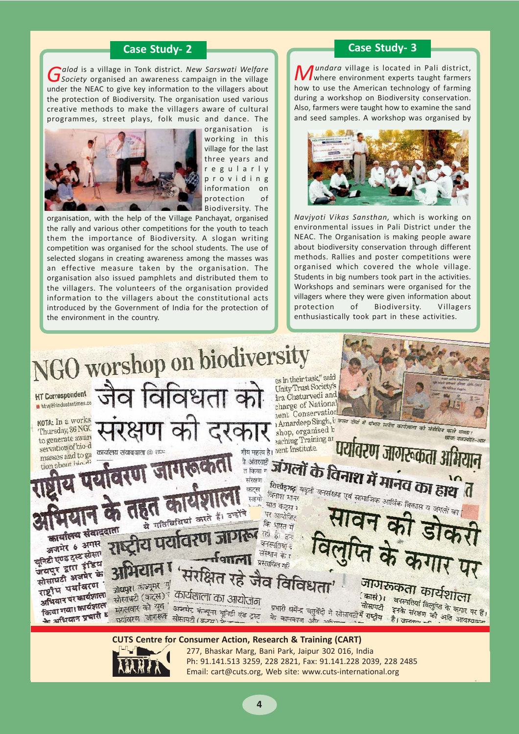## Case Study- 2

*Galod* is a village in Tonk district. *New Sarswati Welfare Society* organised an awareness campaign in the village under the NEAC to give key information to the villagers about the protection of Biodiversity. The organisation used various creative methods to make the villagers aware of cultural programmes, street plays, folk music and dance. The organisation is working in this village for the last three years and regularly providing information on protection of Biodiversity. The organisation, with the help of the Village Panchayat, organised the rally and various other competitions for the youth to teach them the importance of Biodiversity. A slogan writing competition was organised for the school students. The use of selected slogans in creating awareness among the masses was an effective measure taken by the organisation. The organisation also issued pamphlets and distributed them to the villagers. The volunteers of the organisation provided information to the villagers about the constitutional acts introduced by the Government of India for the protection of the environment in the country.

## Case Study- 3

*Mundara* village is located in Pali district, where environment experts taught farmers how to use the American technology of farming during a workshop on Biodiversity conservation. Also, farmers were taught how to examine the sand and seed samples. A workshop was organised by *Navjyoti Vikas Sansthan,* which is working on environmental issues in Pali District under the NEAC. The Organisation is making people aware about biodiversity conservation through different methods. Rallies and poster competitions were organised which covered the whole village. Students in big numbers took part in the activities. Workshops and seminars were organised for the villagers where they were given information about protection of Biodiversity. Villagers enthusiastically took part in these activities.

NGO worshop on biodiversity

जैव विविधता को संरक्षण की दरकार

राष्ट्रीय पर्यावरण जागरूकता अभियान के तहत कार्यशाला

पर्यावरण जागरूकता अभियान

जंगलों के विनाश में मानव का हाथ

सावन की डोकरी विलुप्ति के कगार पर

राष्ट्रीय पर्यावरण जागरूकता अभियान

'संरक्षित रहे जैव विविधता'

कार्यशाला का आयोजन

जागरूकता कार्यशाला

**CUTS Centre for Consumer Action, Research & Training (CART)**
277, Bhaskar Marg, Bani Park, Jaipur 302 016, India
Ph: 91.141.513 3259, 228 2821, Fax: 91.141.228 2039, 228 2485
Email: cart@cuts.org, Web site: www.cuts-international.org